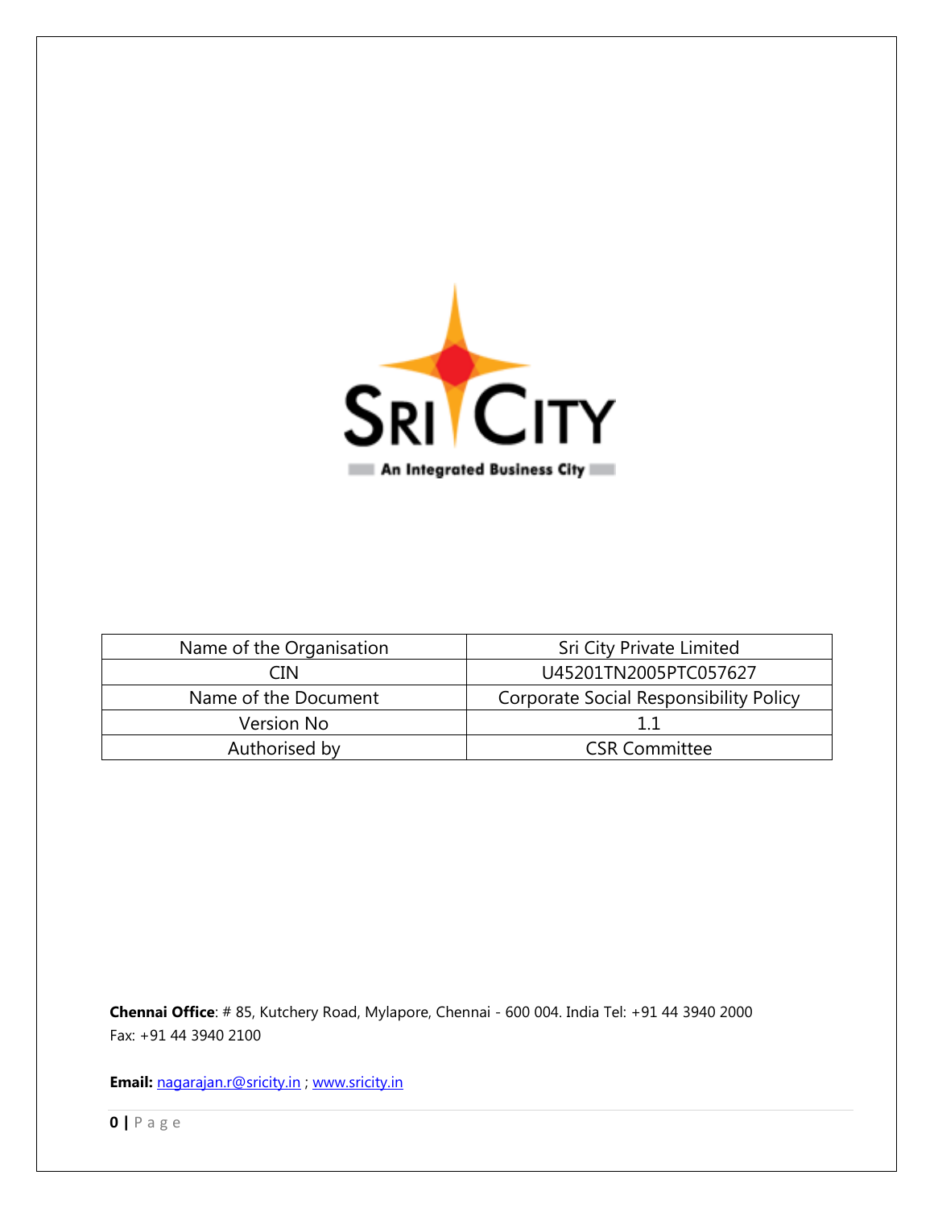| Name of the Organisation | Sri City Private Limited |
|---|---|
| CIN | U45201TN2005PTC057627 |
| Name of the Document | Corporate Social Responsibility Policy |
| Version No | 1.1 |
| Authorised by | CSR Committee |

**Chennai Office**: # 85, Kutchery Road, Mylapore, Chennai - 600 004. India Tel: +91 44 3940 2000
Fax: +91 44 3940 2100

**Email:** nagarajan.r@sricity.in ; www.sricity.in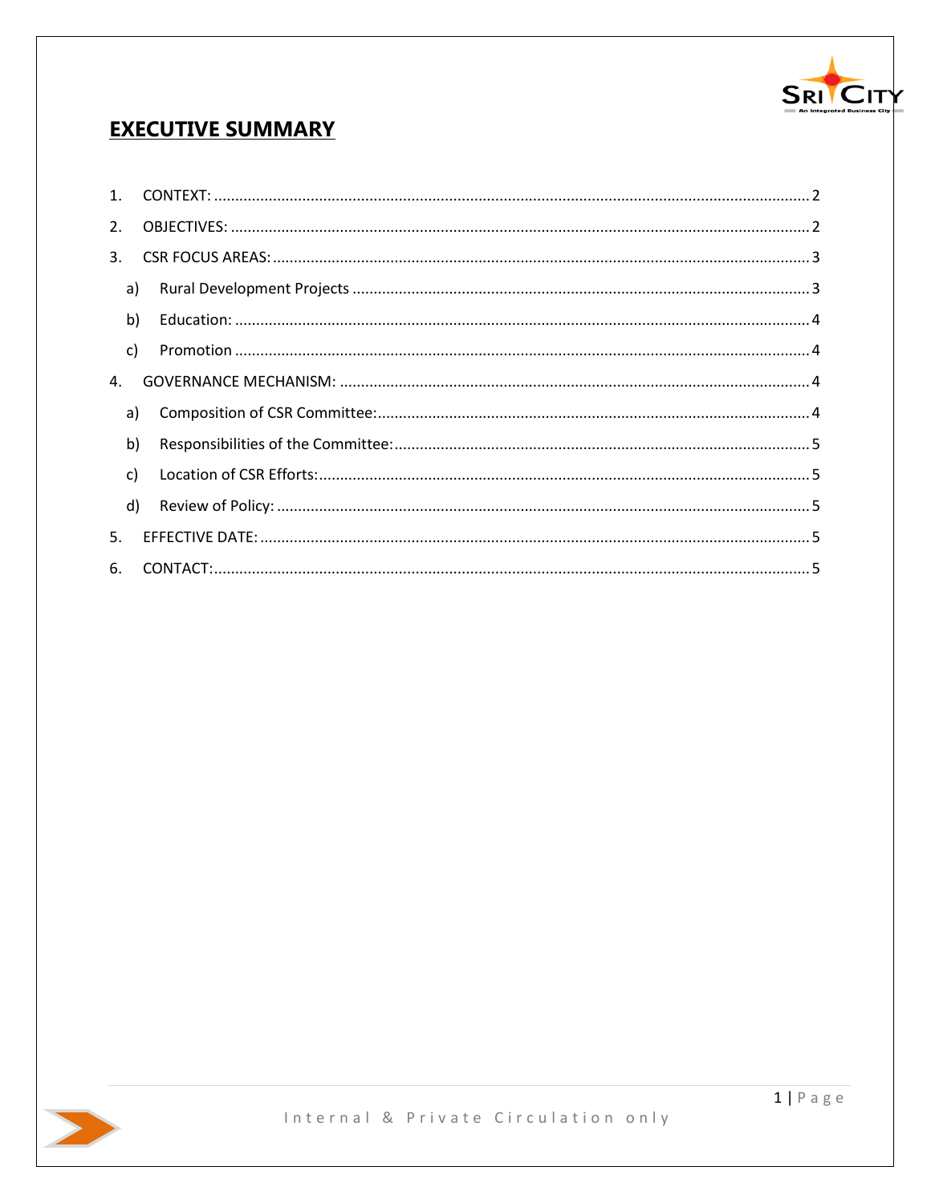# EXECUTIVE SUMMARY

1. CONTEXT: ............................................................ 2
2. OBJECTIVES: ............................................................ 2
3. CSR FOCUS AREAS: ............................................................ 3
   a) Rural Development Projects ............................................................ 3
   b) Education: ............................................................ 4
   c) Promotion ............................................................ 4
4. GOVERNANCE MECHANISM: ............................................................ 4
   a) Composition of CSR Committee: ............................................................ 4
   b) Responsibilities of the Committee: ............................................................ 5
   c) Location of CSR Efforts: ............................................................ 5
   d) Review of Policy: ............................................................ 5
5. EFFECTIVE DATE: ............................................................ 5
6. CONTACT: ............................................................ 5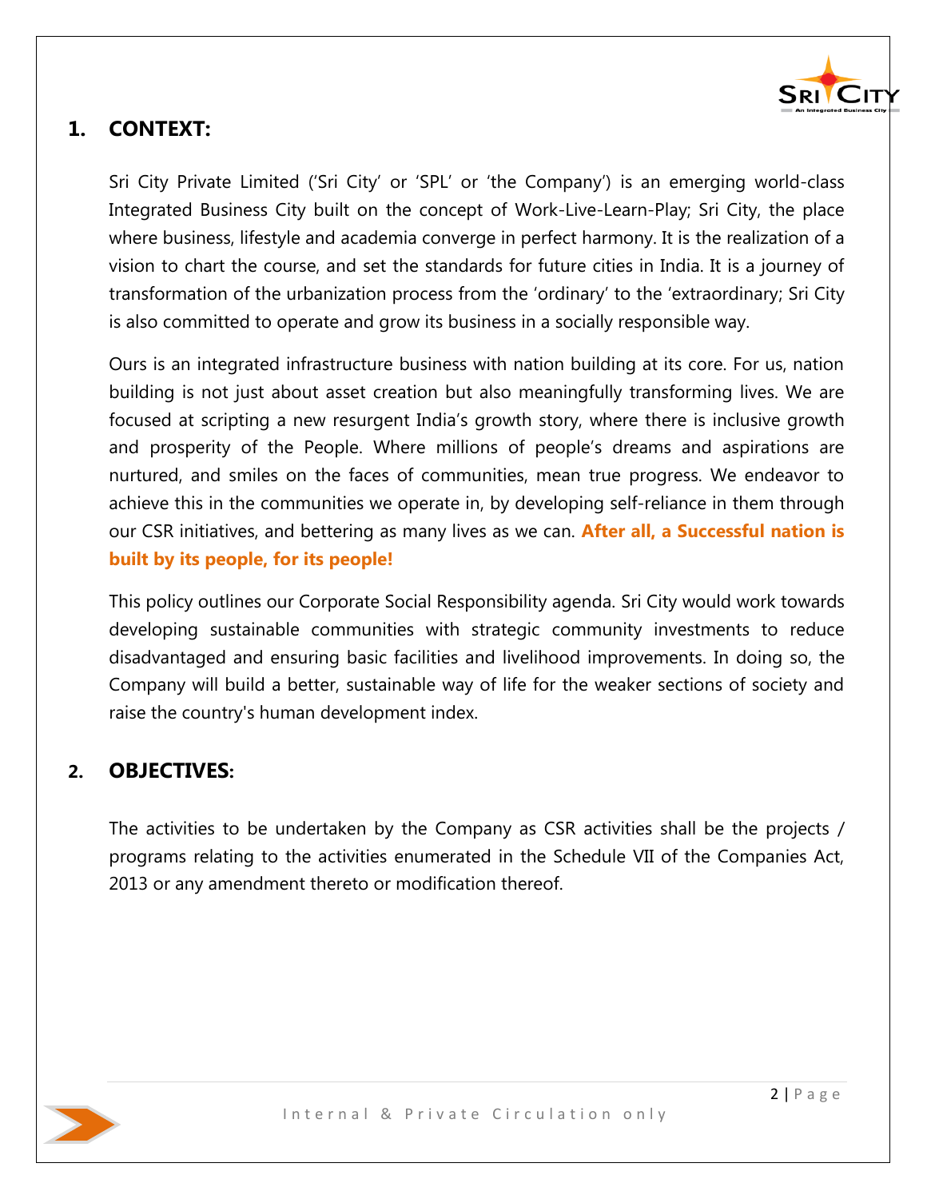## 1. CONTEXT:

Sri City Private Limited ('Sri City' or 'SPL' or 'the Company') is an emerging world-class Integrated Business City built on the concept of Work-Live-Learn-Play; Sri City, the place where business, lifestyle and academia converge in perfect harmony. It is the realization of a vision to chart the course, and set the standards for future cities in India. It is a journey of transformation of the urbanization process from the 'ordinary' to the 'extraordinary; Sri City is also committed to operate and grow its business in a socially responsible way.

Ours is an integrated infrastructure business with nation building at its core. For us, nation building is not just about asset creation but also meaningfully transforming lives. We are focused at scripting a new resurgent India's growth story, where there is inclusive growth and prosperity of the People. Where millions of people's dreams and aspirations are nurtured, and smiles on the faces of communities, mean true progress. We endeavor to achieve this in the communities we operate in, by developing self-reliance in them through our CSR initiatives, and bettering as many lives as we can. **After all, a Successful nation is built by its people, for its people!**

This policy outlines our Corporate Social Responsibility agenda. Sri City would work towards developing sustainable communities with strategic community investments to reduce disadvantaged and ensuring basic facilities and livelihood improvements. In doing so, the Company will build a better, sustainable way of life for the weaker sections of society and raise the country's human development index.

## 2. OBJECTIVES:

The activities to be undertaken by the Company as CSR activities shall be the projects / programs relating to the activities enumerated in the Schedule VII of the Companies Act, 2013 or any amendment thereto or modification thereof.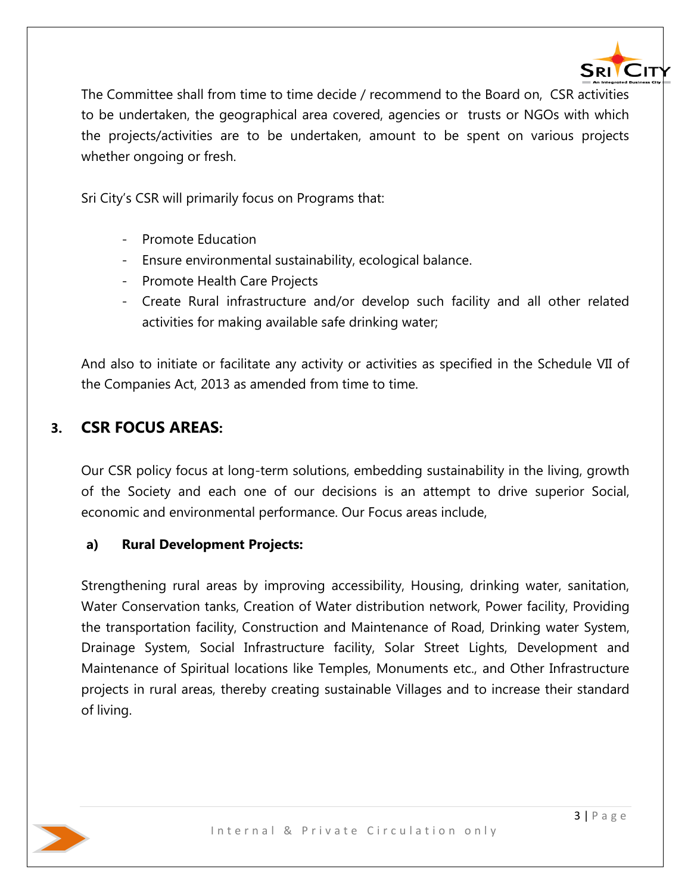The Committee shall from time to time decide / recommend to the Board on, CSR activities to be undertaken, the geographical area covered, agencies or trusts or NGOs with which the projects/activities are to be undertaken, amount to be spent on various projects whether ongoing or fresh.

Sri City's CSR will primarily focus on Programs that:

- Promote Education
- Ensure environmental sustainability, ecological balance.
- Promote Health Care Projects
- Create Rural infrastructure and/or develop such facility and all other related activities for making available safe drinking water;

And also to initiate or facilitate any activity or activities as specified in the Schedule VII of the Companies Act, 2013 as amended from time to time.

## 3. CSR FOCUS AREAS:

Our CSR policy focus at long-term solutions, embedding sustainability in the living, growth of the Society and each one of our decisions is an attempt to drive superior Social, economic and environmental performance. Our Focus areas include,

### a) Rural Development Projects:

Strengthening rural areas by improving accessibility, Housing, drinking water, sanitation, Water Conservation tanks, Creation of Water distribution network, Power facility, Providing the transportation facility, Construction and Maintenance of Road, Drinking water System, Drainage System, Social Infrastructure facility, Solar Street Lights, Development and Maintenance of Spiritual locations like Temples, Monuments etc., and Other Infrastructure projects in rural areas, thereby creating sustainable Villages and to increase their standard of living.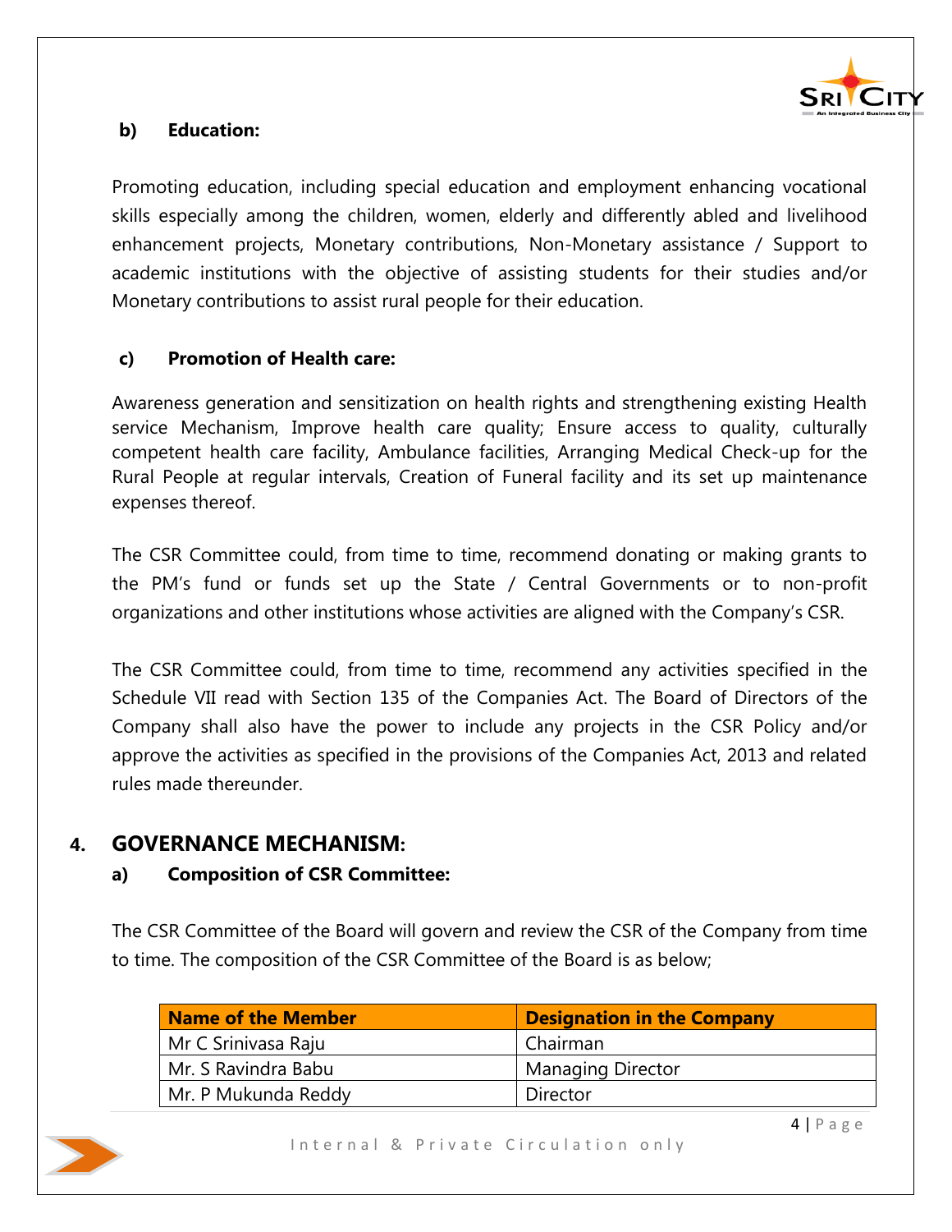**b) Education:**

Promoting education, including special education and employment enhancing vocational skills especially among the children, women, elderly and differently abled and livelihood enhancement projects, Monetary contributions, Non-Monetary assistance / Support to academic institutions with the objective of assisting students for their studies and/or Monetary contributions to assist rural people for their education.

**c) Promotion of Health care:**

Awareness generation and sensitization on health rights and strengthening existing Health service Mechanism, Improve health care quality; Ensure access to quality, culturally competent health care facility, Ambulance facilities, Arranging Medical Check-up for the Rural People at regular intervals, Creation of Funeral facility and its set up maintenance expenses thereof.

The CSR Committee could, from time to time, recommend donating or making grants to the PM's fund or funds set up the State / Central Governments or to non-profit organizations and other institutions whose activities are aligned with the Company's CSR.

The CSR Committee could, from time to time, recommend any activities specified in the Schedule VII read with Section 135 of the Companies Act. The Board of Directors of the Company shall also have the power to include any projects in the CSR Policy and/or approve the activities as specified in the provisions of the Companies Act, 2013 and related rules made thereunder.

## 4. GOVERNANCE MECHANISM:

**a) Composition of CSR Committee:**

The CSR Committee of the Board will govern and review the CSR of the Company from time to time. The composition of the CSR Committee of the Board is as below;

| Name of the Member | Designation in the Company |
|---|---|
| Mr C Srinivasa Raju | Chairman |
| Mr. S Ravindra Babu | Managing Director |
| Mr. P Mukunda Reddy | Director |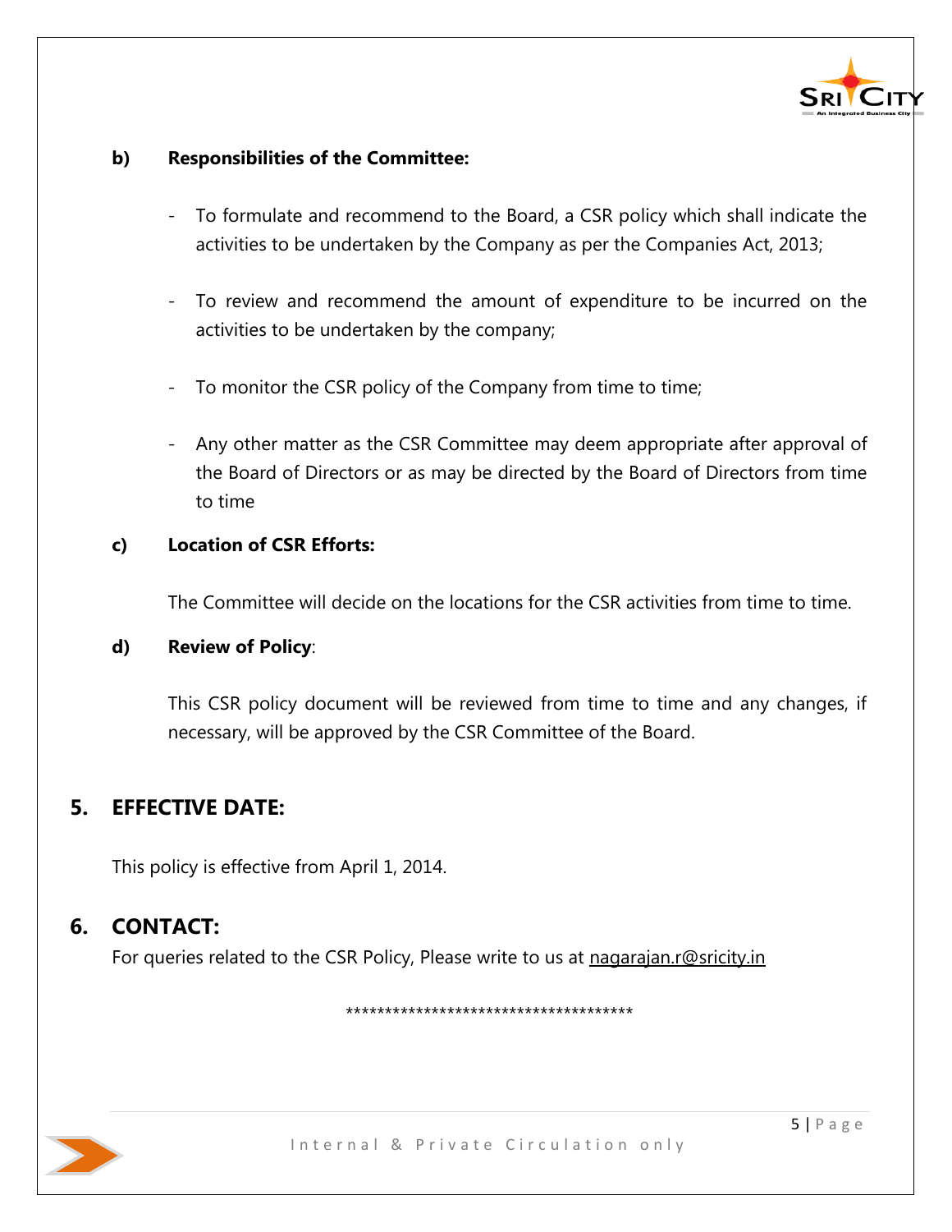**b) Responsibilities of the Committee:**

- To formulate and recommend to the Board, a CSR policy which shall indicate the activities to be undertaken by the Company as per the Companies Act, 2013;
- To review and recommend the amount of expenditure to be incurred on the activities to be undertaken by the company;
- To monitor the CSR policy of the Company from time to time;
- Any other matter as the CSR Committee may deem appropriate after approval of the Board of Directors or as may be directed by the Board of Directors from time to time

**c) Location of CSR Efforts:**

The Committee will decide on the locations for the CSR activities from time to time.

**d) Review of Policy**:

This CSR policy document will be reviewed from time to time and any changes, if necessary, will be approved by the CSR Committee of the Board.

## 5. EFFECTIVE DATE:

This policy is effective from April 1, 2014.

## 6. CONTACT:

For queries related to the CSR Policy, Please write to us at nagarajan.r@sricity.in

*************************************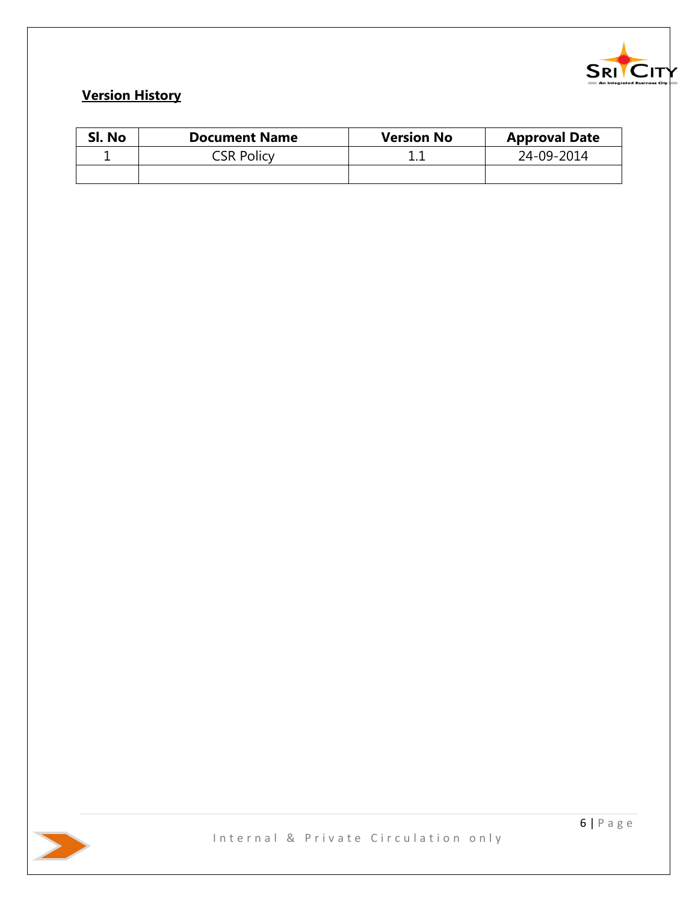## Version History

| Sl. No | Document Name | Version No | Approval Date |
|---|---|---|---|
| 1 | CSR Policy | 1.1 | 24-09-2014 |
| | | | |